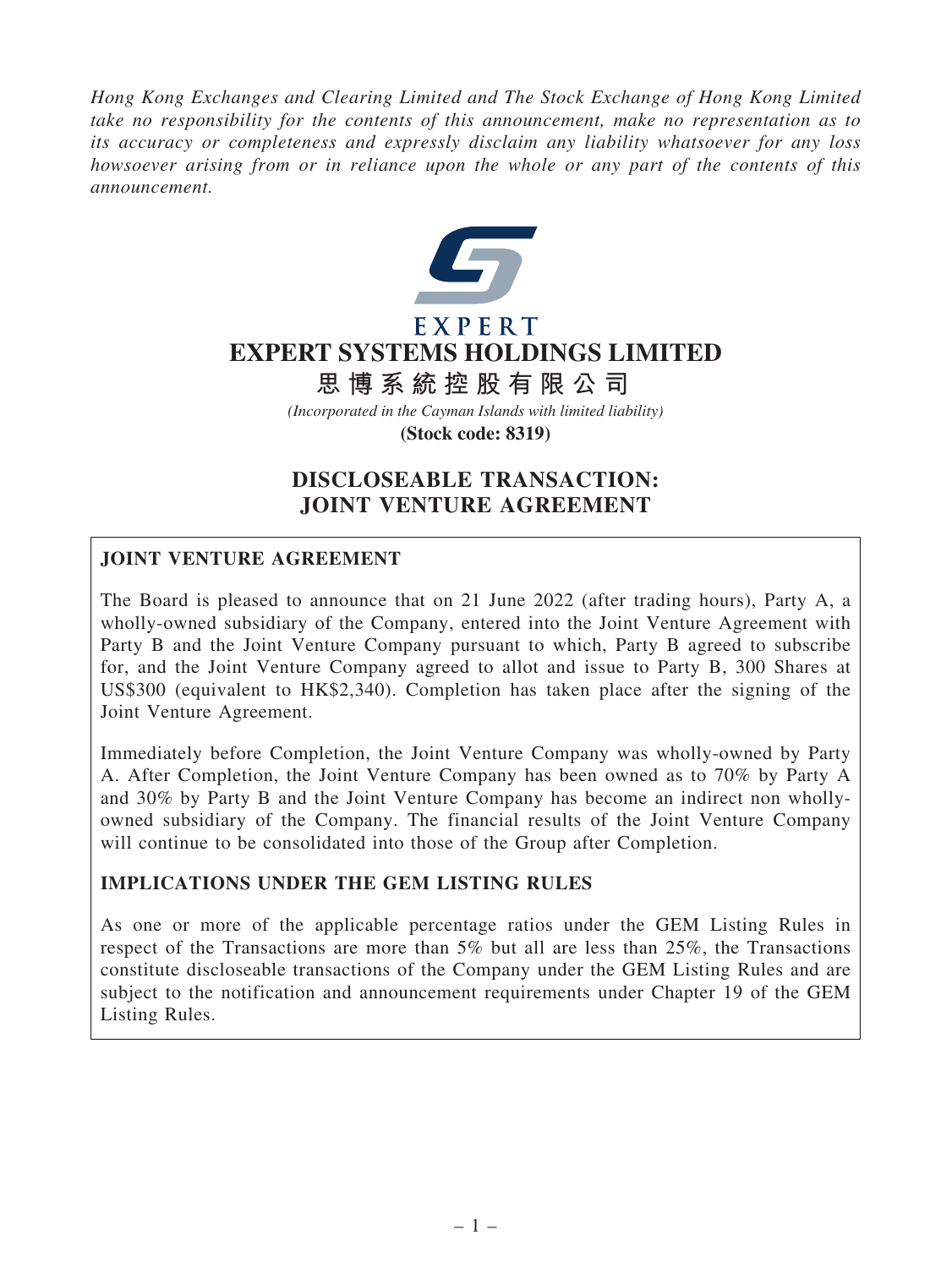*Hong Kong Exchanges and Clearing Limited and The Stock Exchange of Hong Kong Limited take no responsibility for the contents of this announcement, make no representation as to its accuracy or completeness and expressly disclaim any liability whatsoever for any loss howsoever arising from or in reliance upon the whole or any part of the contents of this announcement.*

EXPERT

# EXPERT SYSTEMS HOLDINGS LIMITED

# 思博系統控股有限公司

*(Incorporated in the Cayman Islands with limited liability)*

**(Stock code: 8319)**

## DISCLOSEABLE TRANSACTION: JOINT VENTURE AGREEMENT

### JOINT VENTURE AGREEMENT

The Board is pleased to announce that on 21 June 2022 (after trading hours), Party A, a wholly-owned subsidiary of the Company, entered into the Joint Venture Agreement with Party B and the Joint Venture Company pursuant to which, Party B agreed to subscribe for, and the Joint Venture Company agreed to allot and issue to Party B, 300 Shares at US$300 (equivalent to HK$2,340). Completion has taken place after the signing of the Joint Venture Agreement.

Immediately before Completion, the Joint Venture Company was wholly-owned by Party A. After Completion, the Joint Venture Company has been owned as to 70% by Party A and 30% by Party B and the Joint Venture Company has become an indirect non wholly-owned subsidiary of the Company. The financial results of the Joint Venture Company will continue to be consolidated into those of the Group after Completion.

### IMPLICATIONS UNDER THE GEM LISTING RULES

As one or more of the applicable percentage ratios under the GEM Listing Rules in respect of the Transactions are more than 5% but all are less than 25%, the Transactions constitute discloseable transactions of the Company under the GEM Listing Rules and are subject to the notification and announcement requirements under Chapter 19 of the GEM Listing Rules.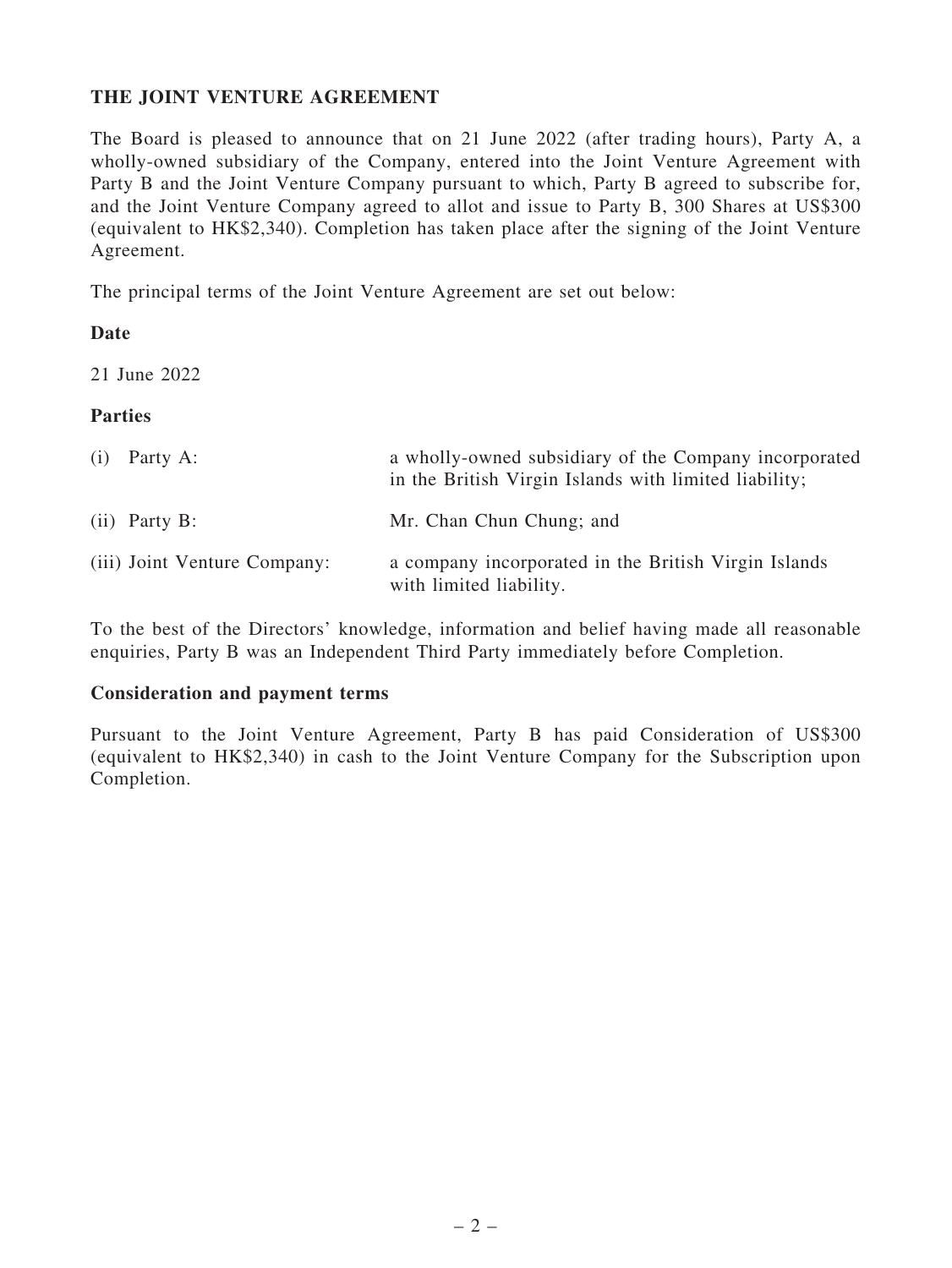## THE JOINT VENTURE AGREEMENT

The Board is pleased to announce that on 21 June 2022 (after trading hours), Party A, a wholly-owned subsidiary of the Company, entered into the Joint Venture Agreement with Party B and the Joint Venture Company pursuant to which, Party B agreed to subscribe for, and the Joint Venture Company agreed to allot and issue to Party B, 300 Shares at US$300 (equivalent to HK$2,340). Completion has taken place after the signing of the Joint Venture Agreement.

The principal terms of the Joint Venture Agreement are set out below:

### Date

21 June 2022

### Parties

| | |
|---|---|
| (i) Party A: | a wholly-owned subsidiary of the Company incorporated in the British Virgin Islands with limited liability; |
| (ii) Party B: | Mr. Chan Chun Chung; and |
| (iii) Joint Venture Company: | a company incorporated in the British Virgin Islands with limited liability. |

To the best of the Directors' knowledge, information and belief having made all reasonable enquiries, Party B was an Independent Third Party immediately before Completion.

### Consideration and payment terms

Pursuant to the Joint Venture Agreement, Party B has paid Consideration of US$300 (equivalent to HK$2,340) in cash to the Joint Venture Company for the Subscription upon Completion.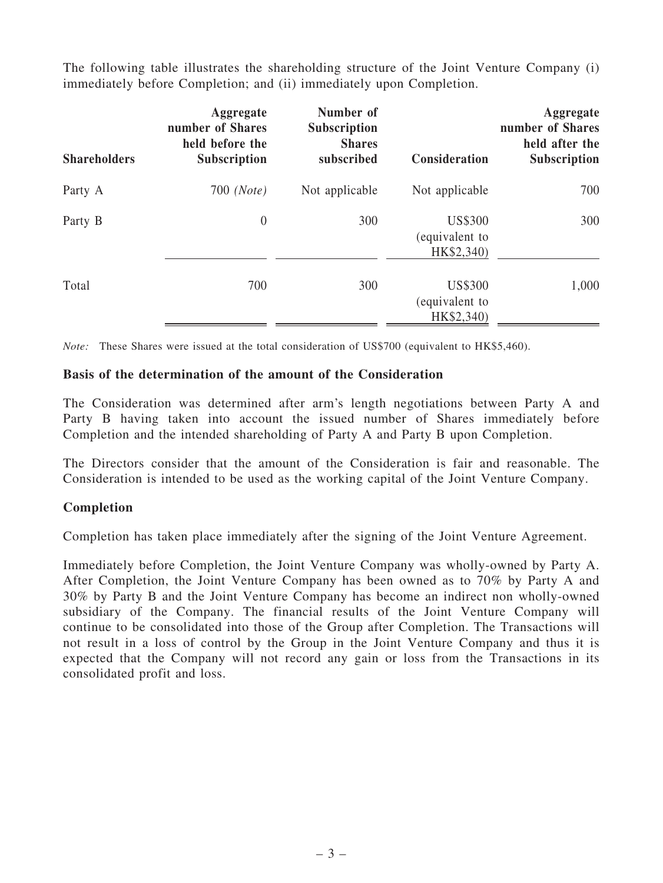The following table illustrates the shareholding structure of the Joint Venture Company (i) immediately before Completion; and (ii) immediately upon Completion.

| Shareholders | Aggregate number of Shares held before the Subscription | Number of Subscription Shares subscribed | Consideration | Aggregate number of Shares held after the Subscription |
|---|---|---|---|---|
| Party A | 700 *(Note)* | Not applicable | Not applicable | 700 |
| Party B | 0 | 300 | US$300 (equivalent to HK$2,340) | 300 |
| Total | 700 | 300 | US$300 (equivalent to HK$2,340) | 1,000 |

*Note:* These Shares were issued at the total consideration of US$700 (equivalent to HK$5,460).

**Basis of the determination of the amount of the Consideration**

The Consideration was determined after arm's length negotiations between Party A and Party B having taken into account the issued number of Shares immediately before Completion and the intended shareholding of Party A and Party B upon Completion.

The Directors consider that the amount of the Consideration is fair and reasonable. The Consideration is intended to be used as the working capital of the Joint Venture Company.

**Completion**

Completion has taken place immediately after the signing of the Joint Venture Agreement.

Immediately before Completion, the Joint Venture Company was wholly-owned by Party A. After Completion, the Joint Venture Company has been owned as to 70% by Party A and 30% by Party B and the Joint Venture Company has become an indirect non wholly-owned subsidiary of the Company. The financial results of the Joint Venture Company will continue to be consolidated into those of the Group after Completion. The Transactions will not result in a loss of control by the Group in the Joint Venture Company and thus it is expected that the Company will not record any gain or loss from the Transactions in its consolidated profit and loss.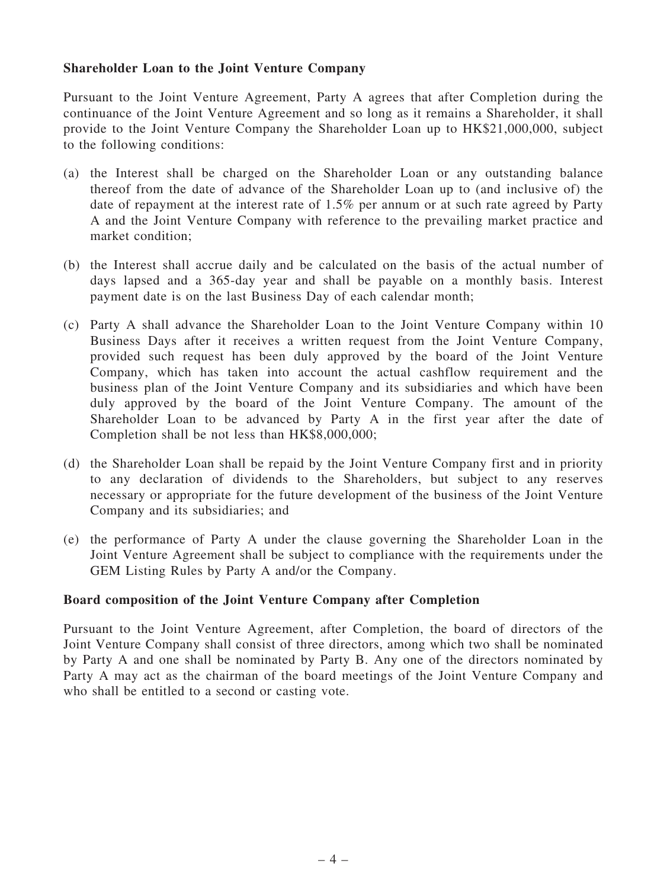**Shareholder Loan to the Joint Venture Company**

Pursuant to the Joint Venture Agreement, Party A agrees that after Completion during the continuance of the Joint Venture Agreement and so long as it remains a Shareholder, it shall provide to the Joint Venture Company the Shareholder Loan up to HK$21,000,000, subject to the following conditions:

(a) the Interest shall be charged on the Shareholder Loan or any outstanding balance thereof from the date of advance of the Shareholder Loan up to (and inclusive of) the date of repayment at the interest rate of 1.5% per annum or at such rate agreed by Party A and the Joint Venture Company with reference to the prevailing market practice and market condition;

(b) the Interest shall accrue daily and be calculated on the basis of the actual number of days lapsed and a 365-day year and shall be payable on a monthly basis. Interest payment date is on the last Business Day of each calendar month;

(c) Party A shall advance the Shareholder Loan to the Joint Venture Company within 10 Business Days after it receives a written request from the Joint Venture Company, provided such request has been duly approved by the board of the Joint Venture Company, which has taken into account the actual cashflow requirement and the business plan of the Joint Venture Company and its subsidiaries and which have been duly approved by the board of the Joint Venture Company. The amount of the Shareholder Loan to be advanced by Party A in the first year after the date of Completion shall be not less than HK$8,000,000;

(d) the Shareholder Loan shall be repaid by the Joint Venture Company first and in priority to any declaration of dividends to the Shareholders, but subject to any reserves necessary or appropriate for the future development of the business of the Joint Venture Company and its subsidiaries; and

(e) the performance of Party A under the clause governing the Shareholder Loan in the Joint Venture Agreement shall be subject to compliance with the requirements under the GEM Listing Rules by Party A and/or the Company.

**Board composition of the Joint Venture Company after Completion**

Pursuant to the Joint Venture Agreement, after Completion, the board of directors of the Joint Venture Company shall consist of three directors, among which two shall be nominated by Party A and one shall be nominated by Party B. Any one of the directors nominated by Party A may act as the chairman of the board meetings of the Joint Venture Company and who shall be entitled to a second or casting vote.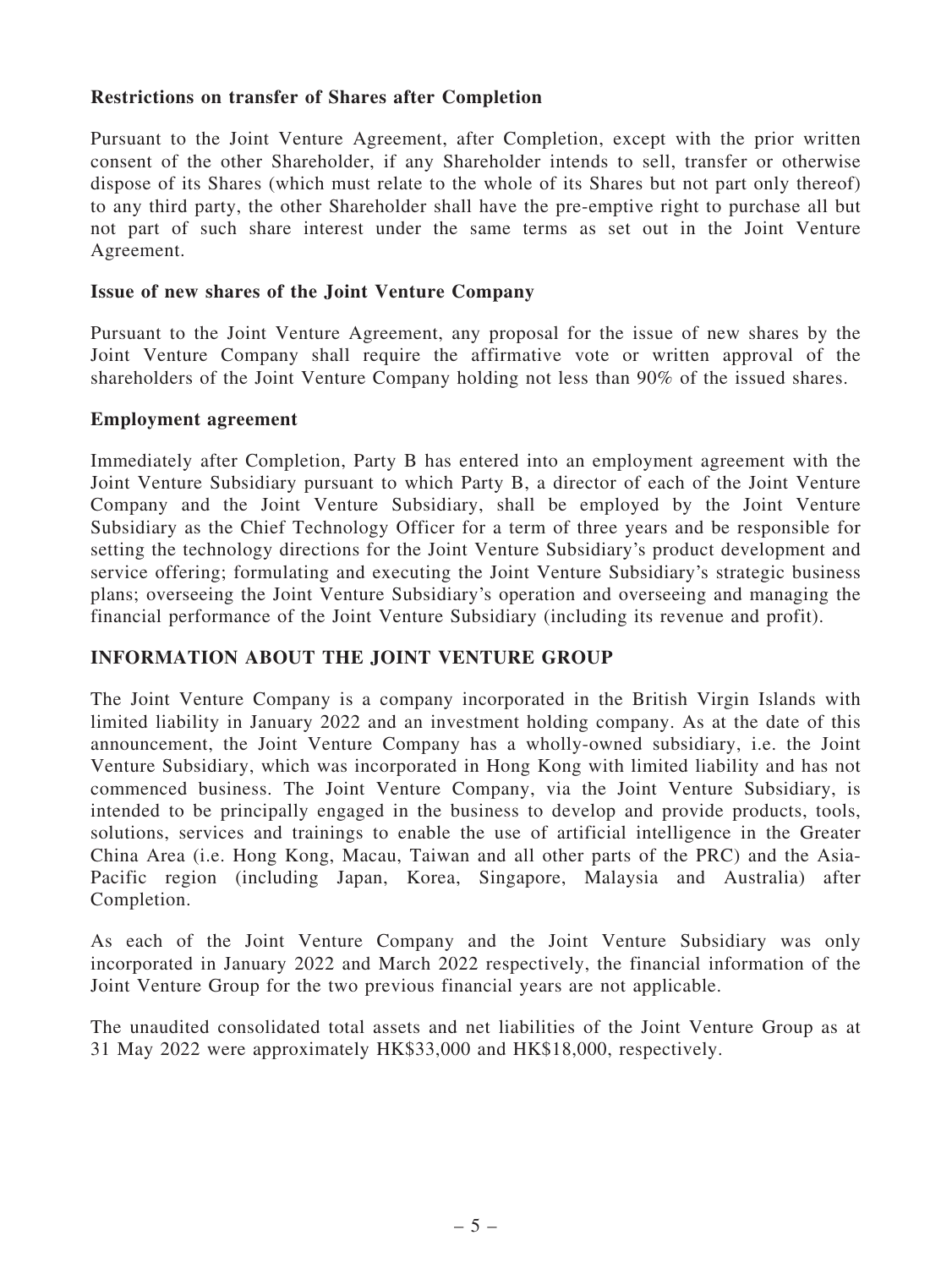**Restrictions on transfer of Shares after Completion**

Pursuant to the Joint Venture Agreement, after Completion, except with the prior written consent of the other Shareholder, if any Shareholder intends to sell, transfer or otherwise dispose of its Shares (which must relate to the whole of its Shares but not part only thereof) to any third party, the other Shareholder shall have the pre-emptive right to purchase all but not part of such share interest under the same terms as set out in the Joint Venture Agreement.

**Issue of new shares of the Joint Venture Company**

Pursuant to the Joint Venture Agreement, any proposal for the issue of new shares by the Joint Venture Company shall require the affirmative vote or written approval of the shareholders of the Joint Venture Company holding not less than 90% of the issued shares.

**Employment agreement**

Immediately after Completion, Party B has entered into an employment agreement with the Joint Venture Subsidiary pursuant to which Party B, a director of each of the Joint Venture Company and the Joint Venture Subsidiary, shall be employed by the Joint Venture Subsidiary as the Chief Technology Officer for a term of three years and be responsible for setting the technology directions for the Joint Venture Subsidiary's product development and service offering; formulating and executing the Joint Venture Subsidiary's strategic business plans; overseeing the Joint Venture Subsidiary's operation and overseeing and managing the financial performance of the Joint Venture Subsidiary (including its revenue and profit).

## INFORMATION ABOUT THE JOINT VENTURE GROUP

The Joint Venture Company is a company incorporated in the British Virgin Islands with limited liability in January 2022 and an investment holding company. As at the date of this announcement, the Joint Venture Company has a wholly-owned subsidiary, i.e. the Joint Venture Subsidiary, which was incorporated in Hong Kong with limited liability and has not commenced business. The Joint Venture Company, via the Joint Venture Subsidiary, is intended to be principally engaged in the business to develop and provide products, tools, solutions, services and trainings to enable the use of artificial intelligence in the Greater China Area (i.e. Hong Kong, Macau, Taiwan and all other parts of the PRC) and the Asia-Pacific region (including Japan, Korea, Singapore, Malaysia and Australia) after Completion.

As each of the Joint Venture Company and the Joint Venture Subsidiary was only incorporated in January 2022 and March 2022 respectively, the financial information of the Joint Venture Group for the two previous financial years are not applicable.

The unaudited consolidated total assets and net liabilities of the Joint Venture Group as at 31 May 2022 were approximately HK$33,000 and HK$18,000, respectively.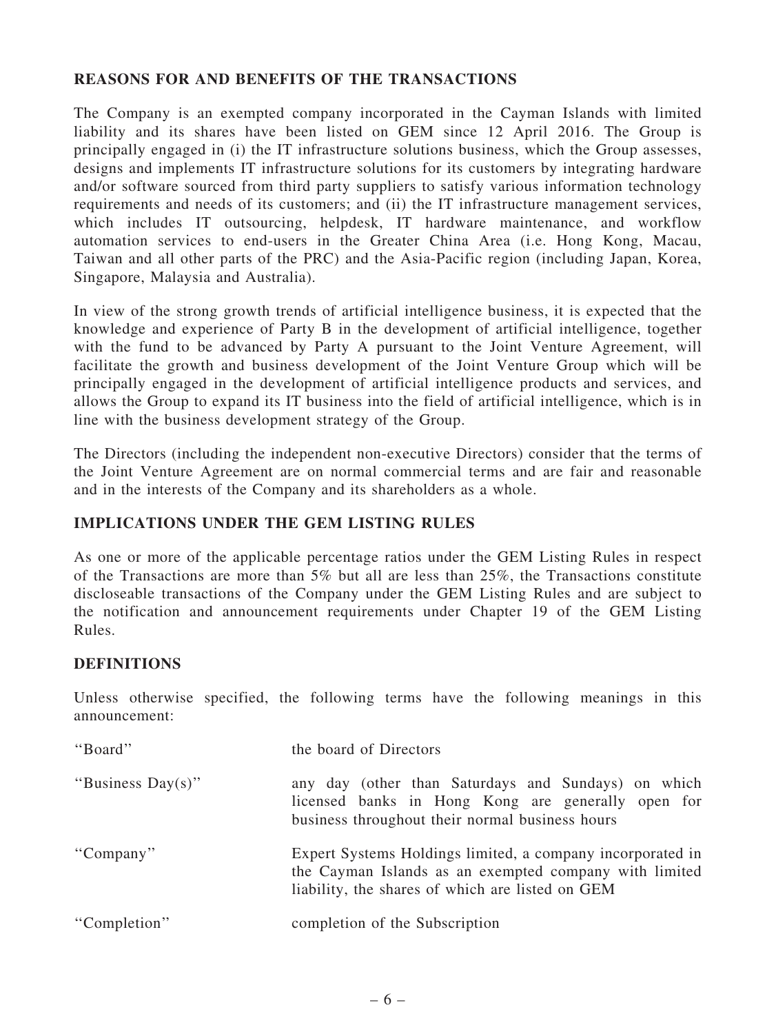## REASONS FOR AND BENEFITS OF THE TRANSACTIONS

The Company is an exempted company incorporated in the Cayman Islands with limited liability and its shares have been listed on GEM since 12 April 2016. The Group is principally engaged in (i) the IT infrastructure solutions business, which the Group assesses, designs and implements IT infrastructure solutions for its customers by integrating hardware and/or software sourced from third party suppliers to satisfy various information technology requirements and needs of its customers; and (ii) the IT infrastructure management services, which includes IT outsourcing, helpdesk, IT hardware maintenance, and workflow automation services to end-users in the Greater China Area (i.e. Hong Kong, Macau, Taiwan and all other parts of the PRC) and the Asia-Pacific region (including Japan, Korea, Singapore, Malaysia and Australia).

In view of the strong growth trends of artificial intelligence business, it is expected that the knowledge and experience of Party B in the development of artificial intelligence, together with the fund to be advanced by Party A pursuant to the Joint Venture Agreement, will facilitate the growth and business development of the Joint Venture Group which will be principally engaged in the development of artificial intelligence products and services, and allows the Group to expand its IT business into the field of artificial intelligence, which is in line with the business development strategy of the Group.

The Directors (including the independent non-executive Directors) consider that the terms of the Joint Venture Agreement are on normal commercial terms and are fair and reasonable and in the interests of the Company and its shareholders as a whole.

## IMPLICATIONS UNDER THE GEM LISTING RULES

As one or more of the applicable percentage ratios under the GEM Listing Rules in respect of the Transactions are more than 5% but all are less than 25%, the Transactions constitute discloseable transactions of the Company under the GEM Listing Rules and are subject to the notification and announcement requirements under Chapter 19 of the GEM Listing Rules.

## DEFINITIONS

Unless otherwise specified, the following terms have the following meanings in this announcement:

| | |
|---|---|
| "Board" | the board of Directors |
| "Business Day(s)" | any day (other than Saturdays and Sundays) on which licensed banks in Hong Kong are generally open for business throughout their normal business hours |
| "Company" | Expert Systems Holdings limited, a company incorporated in the Cayman Islands as an exempted company with limited liability, the shares of which are listed on GEM |
| "Completion" | completion of the Subscription |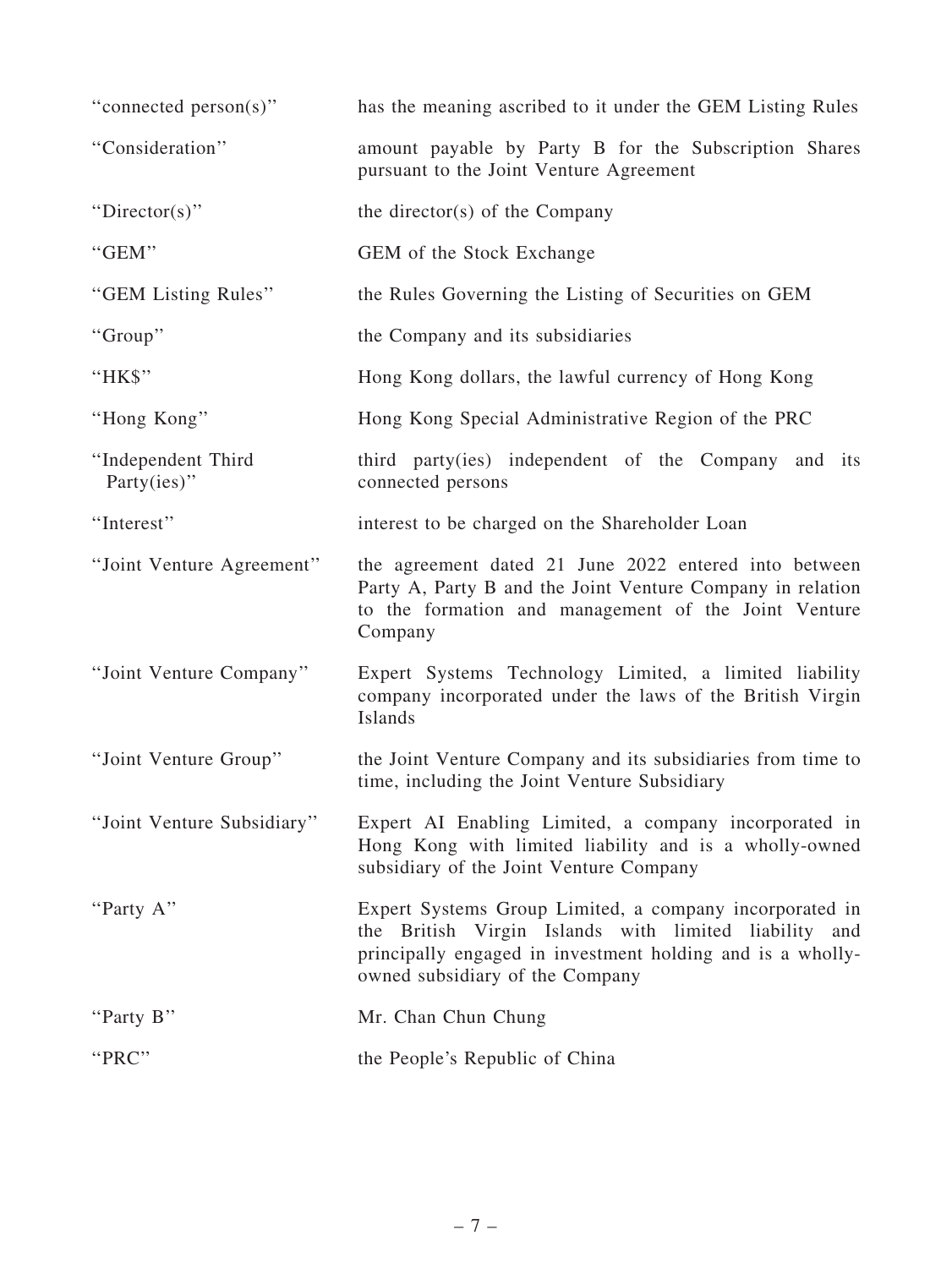| | |
|---|---|
| "connected person(s)" | has the meaning ascribed to it under the GEM Listing Rules |
| "Consideration" | amount payable by Party B for the Subscription Shares pursuant to the Joint Venture Agreement |
| "Director(s)" | the director(s) of the Company |
| "GEM" | GEM of the Stock Exchange |
| "GEM Listing Rules" | the Rules Governing the Listing of Securities on GEM |
| "Group" | the Company and its subsidiaries |
| "HK$" | Hong Kong dollars, the lawful currency of Hong Kong |
| "Hong Kong" | Hong Kong Special Administrative Region of the PRC |
| "Independent Third Party(ies)" | third party(ies) independent of the Company and its connected persons |
| "Interest" | interest to be charged on the Shareholder Loan |
| "Joint Venture Agreement" | the agreement dated 21 June 2022 entered into between Party A, Party B and the Joint Venture Company in relation to the formation and management of the Joint Venture Company |
| "Joint Venture Company" | Expert Systems Technology Limited, a limited liability company incorporated under the laws of the British Virgin Islands |
| "Joint Venture Group" | the Joint Venture Company and its subsidiaries from time to time, including the Joint Venture Subsidiary |
| "Joint Venture Subsidiary" | Expert AI Enabling Limited, a company incorporated in Hong Kong with limited liability and is a wholly-owned subsidiary of the Joint Venture Company |
| "Party A" | Expert Systems Group Limited, a company incorporated in the British Virgin Islands with limited liability and principally engaged in investment holding and is a wholly-owned subsidiary of the Company |
| "Party B" | Mr. Chan Chun Chung |
| "PRC" | the People's Republic of China |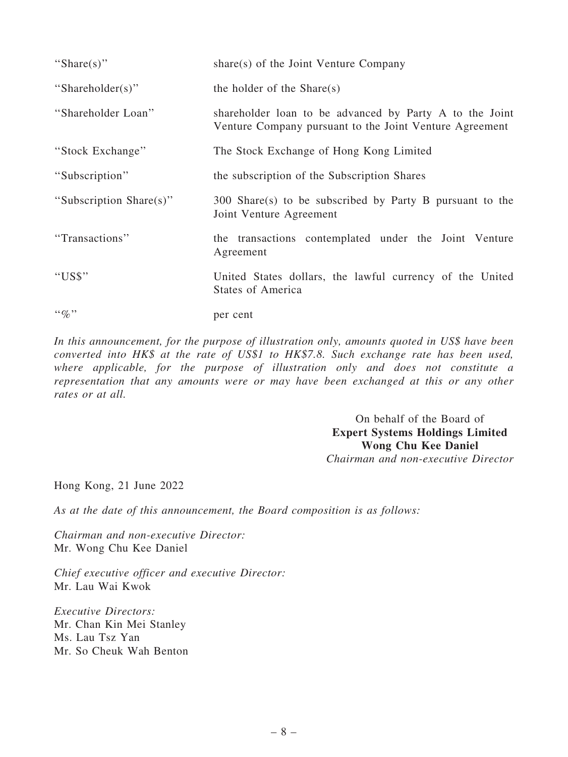| | |
|---|---|
| "Share(s)" | share(s) of the Joint Venture Company |
| "Shareholder(s)" | the holder of the Share(s) |
| "Shareholder Loan" | shareholder loan to be advanced by Party A to the Joint Venture Company pursuant to the Joint Venture Agreement |
| "Stock Exchange" | The Stock Exchange of Hong Kong Limited |
| "Subscription" | the subscription of the Subscription Shares |
| "Subscription Share(s)" | 300 Share(s) to be subscribed by Party B pursuant to the Joint Venture Agreement |
| "Transactions" | the transactions contemplated under the Joint Venture Agreement |
| "US$" | United States dollars, the lawful currency of the United States of America |
| "%" | per cent |

*In this announcement, for the purpose of illustration only, amounts quoted in US$ have been converted into HK$ at the rate of US$1 to HK$7.8. Such exchange rate has been used, where applicable, for the purpose of illustration only and does not constitute a representation that any amounts were or may have been exchanged at this or any other rates or at all.*

On behalf of the Board of
**Expert Systems Holdings Limited**
**Wong Chu Kee Daniel**
*Chairman and non-executive Director*

Hong Kong, 21 June 2022

*As at the date of this announcement, the Board composition is as follows:*

*Chairman and non-executive Director:*
Mr. Wong Chu Kee Daniel

*Chief executive officer and executive Director:*
Mr. Lau Wai Kwok

*Executive Directors:*
Mr. Chan Kin Mei Stanley
Ms. Lau Tsz Yan
Mr. So Cheuk Wah Benton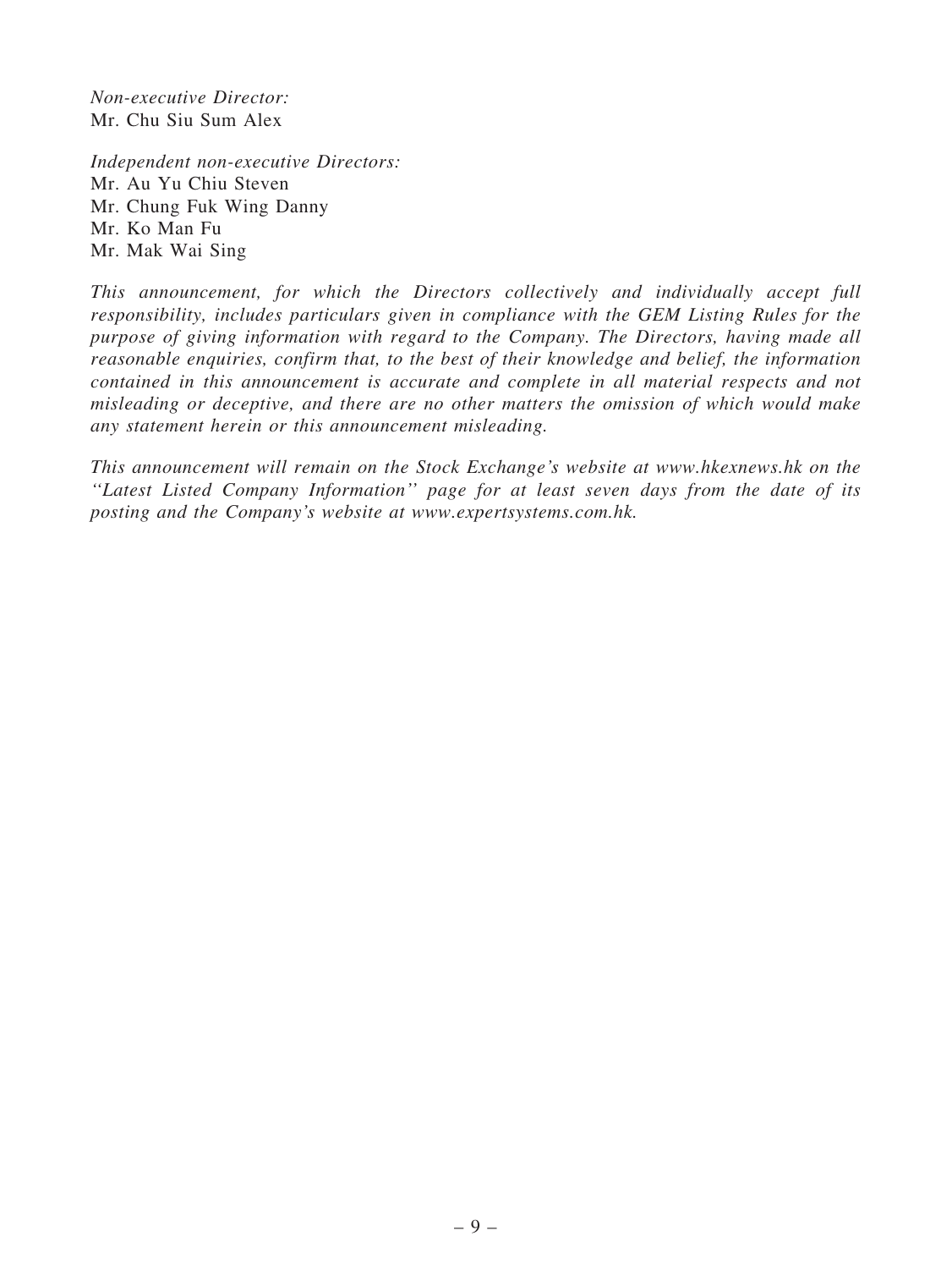*Non-executive Director:*
Mr. Chu Siu Sum Alex

*Independent non-executive Directors:*
Mr. Au Yu Chiu Steven
Mr. Chung Fuk Wing Danny
Mr. Ko Man Fu
Mr. Mak Wai Sing

*This announcement, for which the Directors collectively and individually accept full responsibility, includes particulars given in compliance with the GEM Listing Rules for the purpose of giving information with regard to the Company. The Directors, having made all reasonable enquiries, confirm that, to the best of their knowledge and belief, the information contained in this announcement is accurate and complete in all material respects and not misleading or deceptive, and there are no other matters the omission of which would make any statement herein or this announcement misleading.*

*This announcement will remain on the Stock Exchange's website at www.hkexnews.hk on the "Latest Listed Company Information" page for at least seven days from the date of its posting and the Company's website at www.expertsystems.com.hk.*